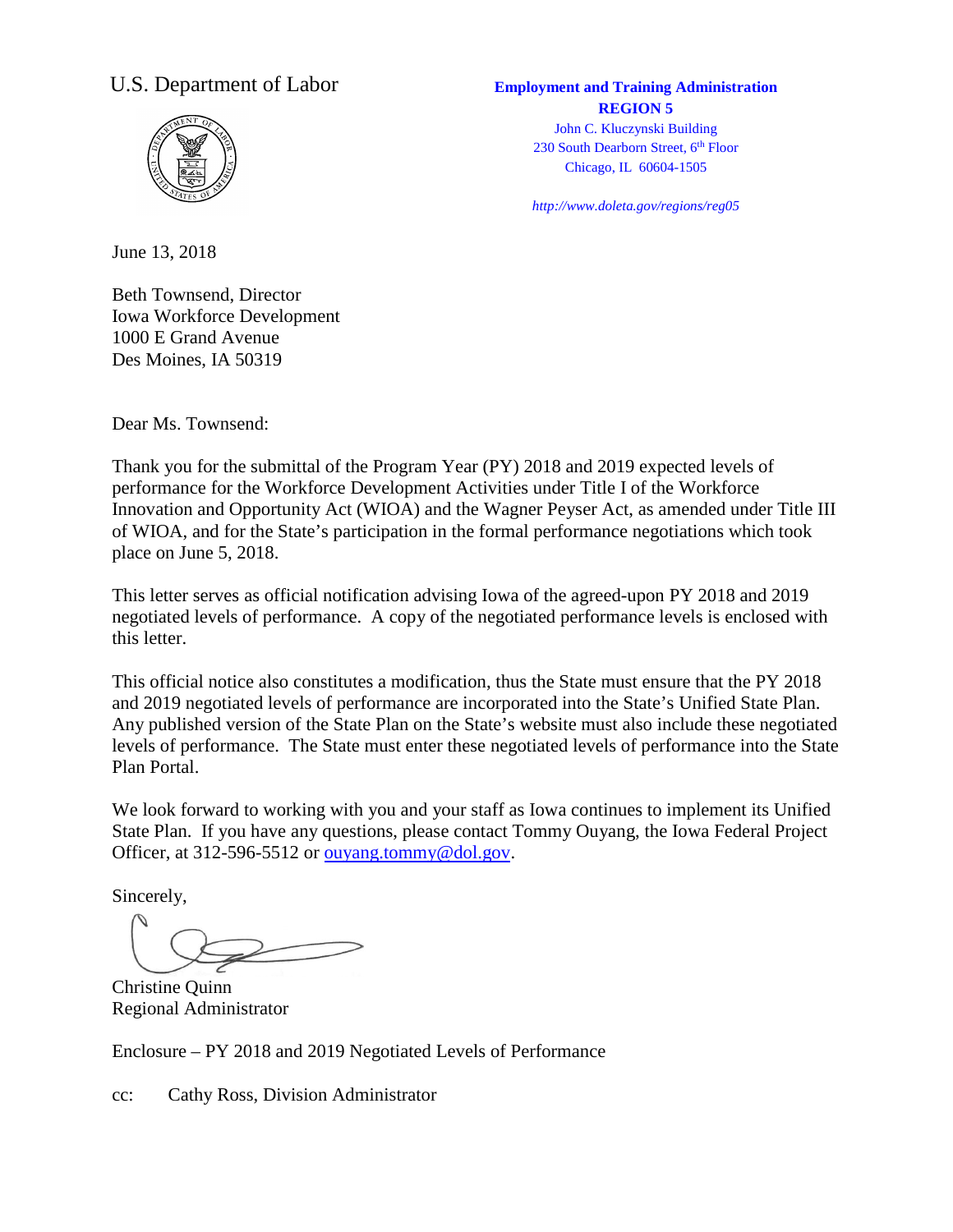U.S. Department of Labor

**Employment and Training Administration**
**REGION 5**
John C. Kluczynski Building
230 South Dearborn Street, 6th Floor
Chicago, IL 60604-1505

*http://www.doleta.gov/regions/reg05*

June 13, 2018

Beth Townsend, Director
Iowa Workforce Development
1000 E Grand Avenue
Des Moines, IA 50319

Dear Ms. Townsend:

Thank you for the submittal of the Program Year (PY) 2018 and 2019 expected levels of performance for the Workforce Development Activities under Title I of the Workforce Innovation and Opportunity Act (WIOA) and the Wagner Peyser Act, as amended under Title III of WIOA, and for the State's participation in the formal performance negotiations which took place on June 5, 2018.

This letter serves as official notification advising Iowa of the agreed-upon PY 2018 and 2019 negotiated levels of performance. A copy of the negotiated performance levels is enclosed with this letter.

This official notice also constitutes a modification, thus the State must ensure that the PY 2018 and 2019 negotiated levels of performance are incorporated into the State's Unified State Plan. Any published version of the State Plan on the State's website must also include these negotiated levels of performance. The State must enter these negotiated levels of performance into the State Plan Portal.

We look forward to working with you and your staff as Iowa continues to implement its Unified State Plan. If you have any questions, please contact Tommy Ouyang, the Iowa Federal Project Officer, at 312-596-5512 or ouyang.tommy@dol.gov.

Sincerely,

Christine Quinn
Regional Administrator

Enclosure – PY 2018 and 2019 Negotiated Levels of Performance

cc: Cathy Ross, Division Administrator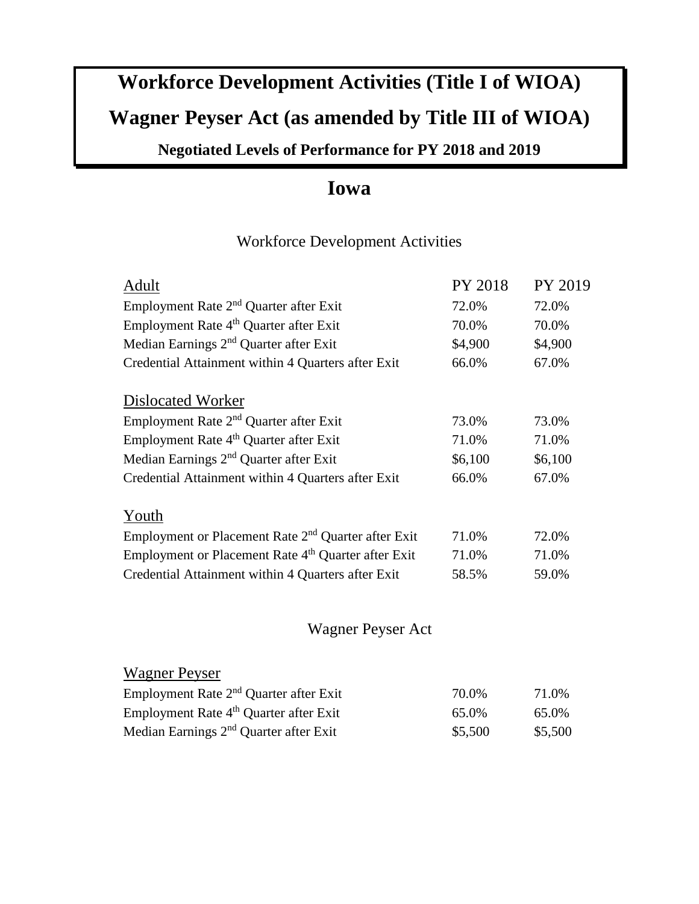# Workforce Development Activities (Title I of WIOA)

# Wagner Peyser Act (as amended by Title III of WIOA)

### Negotiated Levels of Performance for PY 2018 and 2019

## Iowa

Workforce Development Activities

| Adult | PY 2018 | PY 2019 |
|---|---|---|
| Employment Rate 2nd Quarter after Exit | 72.0% | 72.0% |
| Employment Rate 4th Quarter after Exit | 70.0% | 70.0% |
| Median Earnings 2nd Quarter after Exit | \$4,900 | \$4,900 |
| Credential Attainment within 4 Quarters after Exit | 66.0% | 67.0% |
| **Dislocated Worker** | | |
| Employment Rate 2nd Quarter after Exit | 73.0% | 73.0% |
| Employment Rate 4th Quarter after Exit | 71.0% | 71.0% |
| Median Earnings 2nd Quarter after Exit | \$6,100 | \$6,100 |
| Credential Attainment within 4 Quarters after Exit | 66.0% | 67.0% |
| **Youth** | | |
| Employment or Placement Rate 2nd Quarter after Exit | 71.0% | 72.0% |
| Employment or Placement Rate 4th Quarter after Exit | 71.0% | 71.0% |
| Credential Attainment within 4 Quarters after Exit | 58.5% | 59.0% |

Wagner Peyser Act

| Wagner Peyser | | |
|---|---|---|
| Employment Rate 2nd Quarter after Exit | 70.0% | 71.0% |
| Employment Rate 4th Quarter after Exit | 65.0% | 65.0% |
| Median Earnings 2nd Quarter after Exit | \$5,500 | \$5,500 |